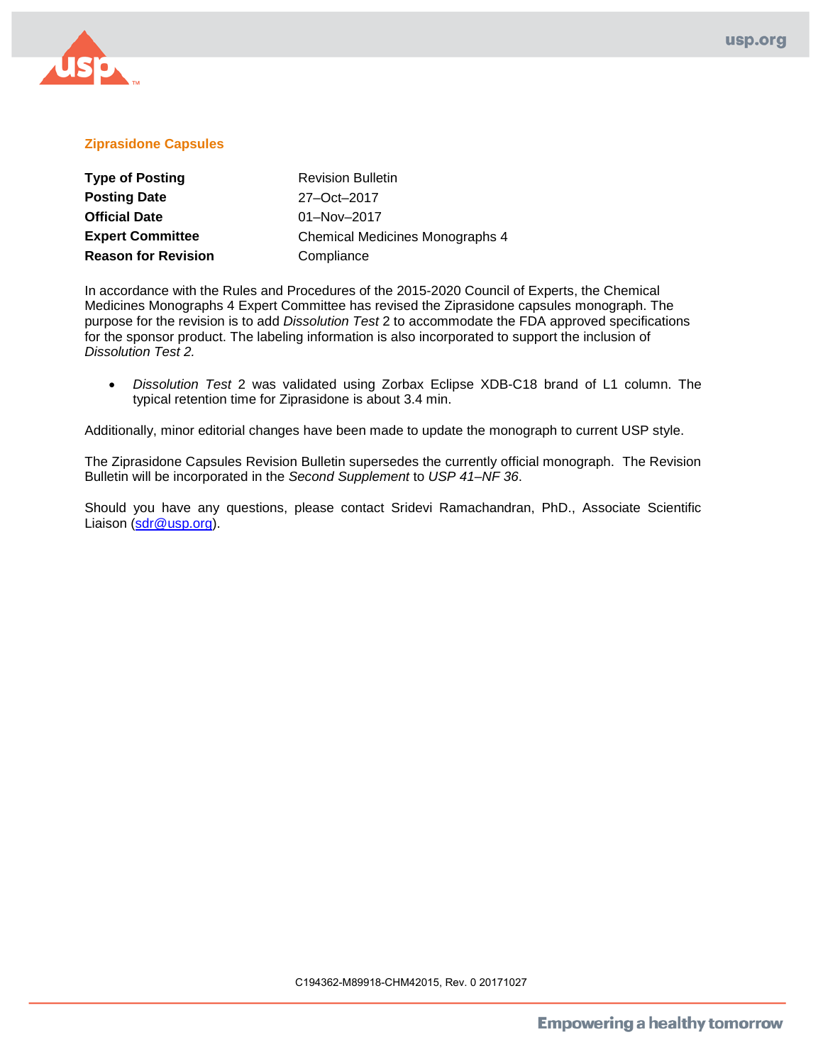## Ziprasidone Capsules

| | |
|---|---|
| **Type of Posting** | Revision Bulletin |
| **Posting Date** | 27–Oct–2017 |
| **Official Date** | 01–Nov–2017 |
| **Expert Committee** | Chemical Medicines Monographs 4 |
| **Reason for Revision** | Compliance |

In accordance with the Rules and Procedures of the 2015-2020 Council of Experts, the Chemical Medicines Monographs 4 Expert Committee has revised the Ziprasidone capsules monograph. The purpose for the revision is to add *Dissolution Test* 2 to accommodate the FDA approved specifications for the sponsor product. The labeling information is also incorporated to support the inclusion of *Dissolution Test 2.*

- *Dissolution Test* 2 was validated using Zorbax Eclipse XDB-C18 brand of L1 column. The typical retention time for Ziprasidone is about 3.4 min.

Additionally, minor editorial changes have been made to update the monograph to current USP style.

The Ziprasidone Capsules Revision Bulletin supersedes the currently official monograph. The Revision Bulletin will be incorporated in the *Second Supplement* to *USP 41–NF 36*.

Should you have any questions, please contact Sridevi Ramachandran, PhD., Associate Scientific Liaison (sdr@usp.org).

C194362-M89918-CHM42015, Rev. 0 20171027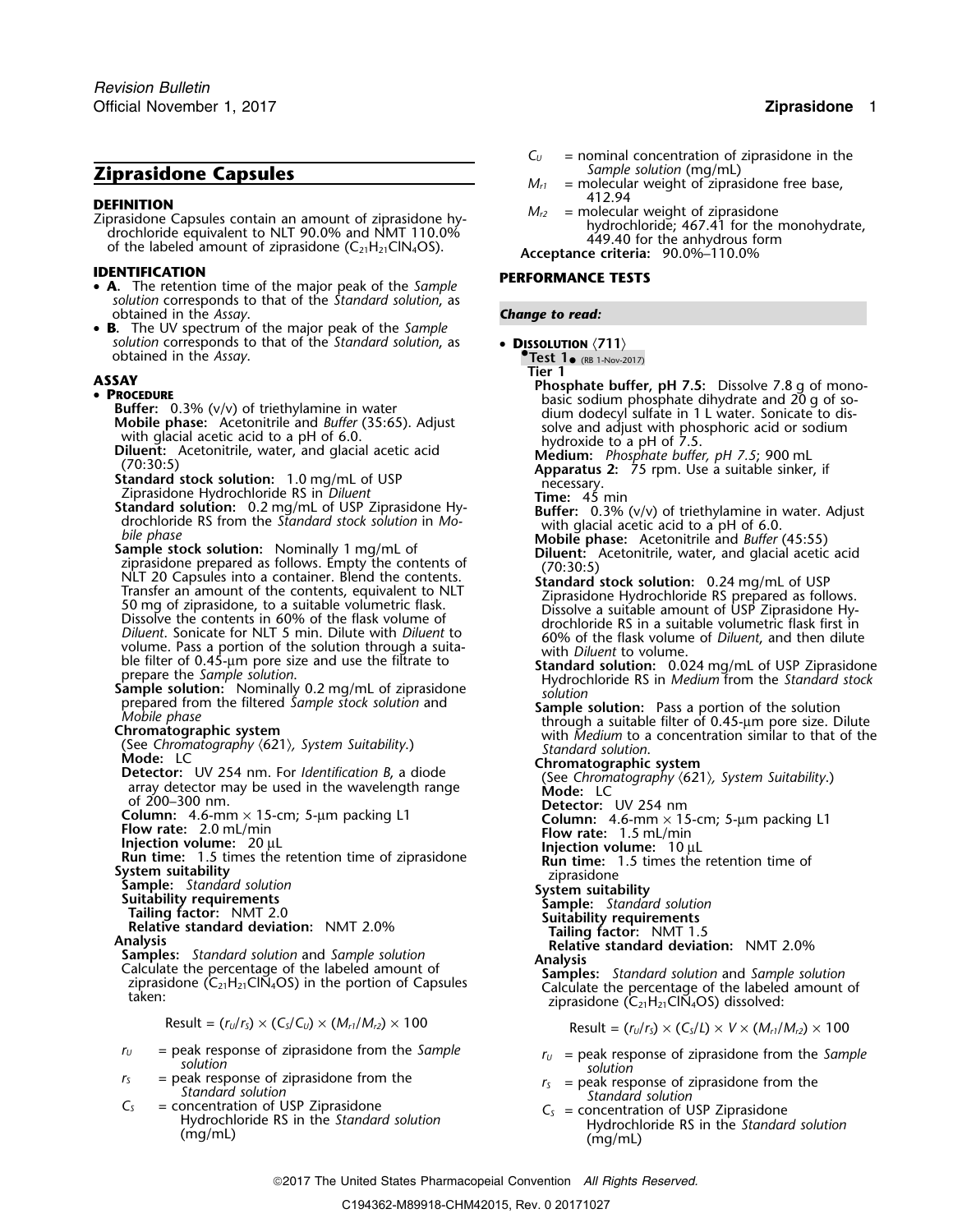## Ziprasidone Capsules

**DEFINITION**

Ziprasidone Capsules contain an amount of ziprasidone hydrochloride equivalent to NLT 90.0% and NMT 110.0% of the labeled amount of ziprasidone ($C_{21}H_{21}ClN_4OS$).

**IDENTIFICATION**

- **A.** The retention time of the major peak of the *Sample solution* corresponds to that of the *Standard solution*, as obtained in the *Assay*.
- **B.** The UV spectrum of the major peak of the *Sample solution* corresponds to that of the *Standard solution*, as obtained in the *Assay*.

**ASSAY**

- **PROCEDURE**

**Buffer:** 0.3% (v/v) of triethylamine in water

**Mobile phase:** Acetonitrile and *Buffer* (35:65). Adjust with glacial acetic acid to a pH of 6.0.

**Diluent:** Acetonitrile, water, and glacial acetic acid (70:30:5)

**Standard stock solution:** 1.0 mg/mL of USP Ziprasidone Hydrochloride RS in *Diluent*

**Standard solution:** 0.2 mg/mL of USP Ziprasidone Hydrochloride RS from the *Standard stock solution* in *Mobile phase*

**Sample stock solution:** Nominally 1 mg/mL of ziprasidone prepared as follows. Empty the contents of NLT 20 Capsules into a container. Blend the contents. Transfer an amount of the contents, equivalent to NLT 50 mg of ziprasidone, to a suitable volumetric flask. Dissolve the contents in 60% of the flask volume of *Diluent*. Sonicate for NLT 5 min. Dilute with *Diluent* to volume. Pass a portion of the solution through a suitable filter of 0.45-µm pore size and use the filtrate to prepare the *Sample solution*.

**Sample solution:** Nominally 0.2 mg/mL of ziprasidone prepared from the filtered *Sample stock solution* and *Mobile phase*

**Chromatographic system**

(See *Chromatography* ⟨621⟩, *System Suitability*.)

**Mode:** LC

**Detector:** UV 254 nm. For *Identification B*, a diode array detector may be used in the wavelength range of 200–300 nm.

**Column:** 4.6-mm × 15-cm; 5-µm packing L1

**Flow rate:** 2.0 mL/min

**Injection volume:** 20 µL

**Run time:** 1.5 times the retention time of ziprasidone

**System suitability**

**Sample:** *Standard solution*

**Suitability requirements**

**Tailing factor:** NMT 2.0

**Relative standard deviation:** NMT 2.0%

**Analysis**

**Samples:** *Standard solution* and *Sample solution*

Calculate the percentage of the labeled amount of ziprasidone ($C_{21}H_{21}ClN_4OS$) in the portion of Capsules taken:

$$\text{Result} = (r_U/r_S) \times (C_S/C_U) \times (M_{r1}/M_{r2}) \times 100$$

$r_U$ = peak response of ziprasidone from the *Sample solution*

$r_S$ = peak response of ziprasidone from the *Standard solution*

$C_S$ = concentration of USP Ziprasidone Hydrochloride RS in the *Standard solution* (mg/mL)

$C_U$ = nominal concentration of ziprasidone in the *Sample solution* (mg/mL)

$M_{r1}$ = molecular weight of ziprasidone free base, 412.94

$M_{r2}$ = molecular weight of ziprasidone hydrochloride; 467.41 for the monohydrate, 449.40 for the anhydrous form

**Acceptance criteria:** 90.0%–110.0%

**PERFORMANCE TESTS**

*Change to read:*

- **DISSOLUTION** ⟨711⟩

**Test 1** (RB 1-Nov-2017)

**Tier 1**

**Phosphate buffer, pH 7.5:** Dissolve 7.8 g of monobasic sodium phosphate dihydrate and 20 g of sodium dodecyl sulfate in 1 L water. Sonicate to dissolve and adjust with phosphoric acid or sodium hydroxide to a pH of 7.5.

**Medium:** *Phosphate buffer, pH 7.5*; 900 mL

**Apparatus 2:** 75 rpm. Use a suitable sinker, if necessary.

**Time:** 45 min

**Buffer:** 0.3% (v/v) of triethylamine in water. Adjust with glacial acetic acid to a pH of 6.0.

**Mobile phase:** Acetonitrile and *Buffer* (45:55)

**Diluent:** Acetonitrile, water, and glacial acetic acid (70:30:5)

**Standard stock solution:** 0.24 mg/mL of USP Ziprasidone Hydrochloride RS prepared as follows. Dissolve a suitable amount of USP Ziprasidone Hydrochloride RS in a suitable volumetric flask first in 60% of the flask volume of *Diluent*, and then dilute with *Diluent* to volume.

**Standard solution:** 0.024 mg/mL of USP Ziprasidone Hydrochloride RS in *Medium* from the *Standard stock solution*

**Sample solution:** Pass a portion of the solution through a suitable filter of 0.45-µm pore size. Dilute with *Medium* to a concentration similar to that of the *Standard solution*.

**Chromatographic system**

(See *Chromatography* ⟨621⟩, *System Suitability*.)

**Mode:** LC

**Detector:** UV 254 nm

**Column:** 4.6-mm × 15-cm; 5-µm packing L1

**Flow rate:** 1.5 mL/min

**Injection volume:** 10 µL

**Run time:** 1.5 times the retention time of ziprasidone

**System suitability**

**Sample:** *Standard solution*

**Suitability requirements**

**Tailing factor:** NMT 1.5

**Relative standard deviation:** NMT 2.0%

**Analysis**

**Samples:** *Standard solution* and *Sample solution*

Calculate the percentage of the labeled amount of ziprasidone ($C_{21}H_{21}ClN_4OS$) dissolved:

$$\text{Result} = (r_U/r_S) \times (C_S/L) \times V \times (M_{r1}/M_{r2}) \times 100$$

$r_U$ = peak response of ziprasidone from the *Sample solution*

$r_S$ = peak response of ziprasidone from the *Standard solution*

$C_S$ = concentration of USP Ziprasidone Hydrochloride RS in the *Standard solution* (mg/mL)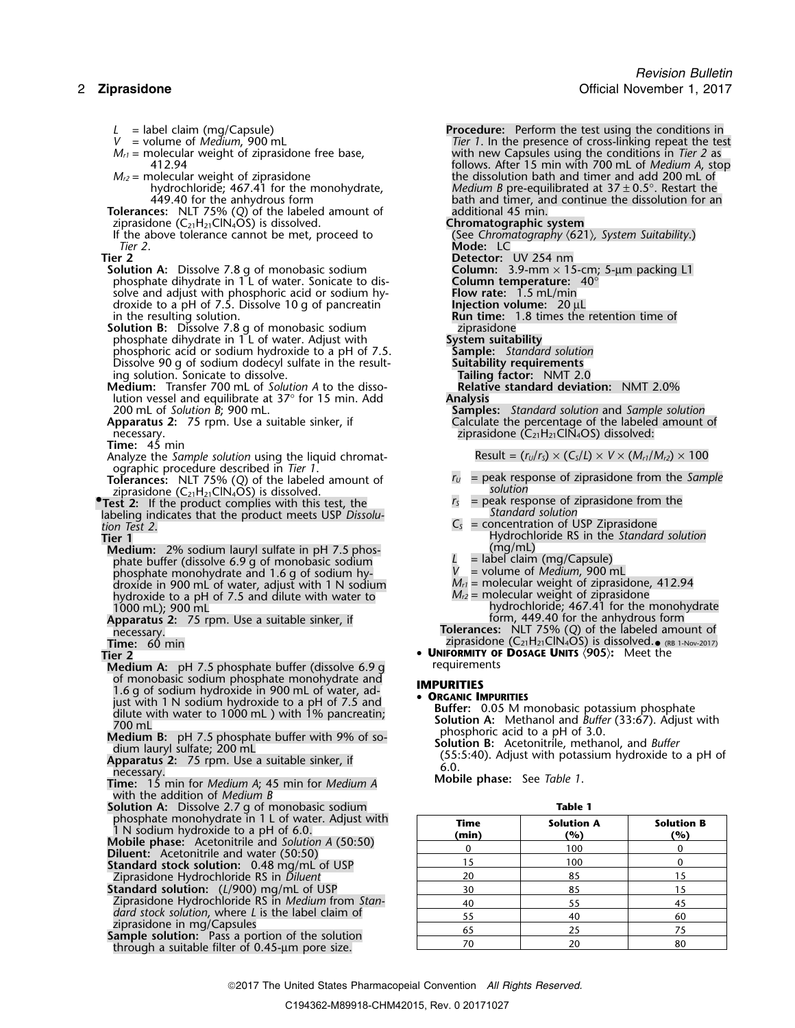$L$ = label claim (mg/Capsule)
$V$ = volume of *Medium*, 900 mL
$M_{r1}$ = molecular weight of ziprasidone free base, 412.94
$M_{r2}$ = molecular weight of ziprasidone hydrochloride; 467.41 for the monohydrate, 449.40 for the anhydrous form

**Tolerances:** NLT 75% (*Q*) of the labeled amount of ziprasidone ($C_{21}H_{21}ClN_4OS$) is dissolved.

If the above tolerance cannot be met, proceed to *Tier 2*.

**Tier 2**

**Solution A:** Dissolve 7.8 g of monobasic sodium phosphate dihydrate in 1 L of water. Sonicate to dissolve and adjust with phosphoric acid or sodium hydroxide to a pH of 7.5. Dissolve 10 g of pancreatin in the resulting solution.

**Solution B:** Dissolve 7.8 g of monobasic sodium phosphate dihydrate in 1 L of water. Adjust with phosphoric acid or sodium hydroxide to a pH of 7.5. Dissolve 90 g of sodium dodecyl sulfate in the resulting solution. Sonicate to dissolve.

**Medium:** Transfer 700 mL of *Solution A* to the dissolution vessel and equilibrate at 37° for 15 min. Add 200 mL of *Solution B*; 900 mL.

**Apparatus 2:** 75 rpm. Use a suitable sinker, if necessary.

**Time:** 45 min

Analyze the *Sample solution* using the liquid chromatographic procedure described in *Tier 1*.

**Tolerances:** NLT 75% (*Q*) of the labeled amount of ziprasidone ($C_{21}H_{21}ClN_4OS$) is dissolved.

•**Test 2:** If the product complies with this test, the labeling indicates that the product meets USP *Dissolution Test 2*.

**Tier 1**

**Medium:** 2% sodium lauryl sulfate in pH 7.5 phosphate buffer (dissolve 6.9 g of monobasic sodium phosphate monohydrate and 1.6 g of sodium hydroxide in 900 mL of water, adjust with 1 N sodium hydroxide to a pH of 7.5 and dilute with water to 1000 mL); 900 mL

**Apparatus 2:** 75 rpm. Use a suitable sinker, if necessary.

**Time:** 60 min

**Tier 2**

**Medium A:** pH 7.5 phosphate buffer (dissolve 6.9 g of monobasic sodium phosphate monohydrate and 1.6 g of sodium hydroxide in 900 mL of water, adjust with 1 N sodium hydroxide to a pH of 7.5 and dilute with water to 1000 mL ) with 1% pancreatin; 700 mL

**Medium B:** pH 7.5 phosphate buffer with 9% of sodium lauryl sulfate; 200 mL

**Apparatus 2:** 75 rpm. Use a suitable sinker, if necessary.

**Time:** 15 min for *Medium A*; 45 min for *Medium A* with the addition of *Medium B*

**Solution A:** Dissolve 2.7 g of monobasic sodium phosphate monohydrate in 1 L of water. Adjust with 1 N sodium hydroxide to a pH of 6.0.

**Mobile phase:** Acetonitrile and *Solution A* (50:50)

**Diluent:** Acetonitrile and water (50:50)

**Standard stock solution:** 0.48 mg/mL of USP Ziprasidone Hydrochloride RS in *Diluent*

**Standard solution:** (*L*/900) mg/mL of USP Ziprasidone Hydrochloride RS in *Medium* from *Standard stock solution*, where *L* is the label claim of ziprasidone in mg/Capsules

**Sample solution:** Pass a portion of the solution through a suitable filter of 0.45-µm pore size.

**Procedure:** Perform the test using the conditions in *Tier 1*. In the presence of cross-linking repeat the test with new Capsules using the conditions in *Tier 2* as follows. After 15 min with 700 mL of *Medium A*, stop the dissolution bath and timer and add 200 mL of *Medium B* pre-equilibrated at 37 ± 0.5°. Restart the bath and timer, and continue the dissolution for an additional 45 min.

**Chromatographic system**

(See *Chromatography* ⟨621⟩, *System Suitability*.)

**Mode:** LC

**Detector:** UV 254 nm

**Column:** 3.9-mm × 15-cm; 5-µm packing L1

**Column temperature:** 40°

**Flow rate:** 1.5 mL/min

**Injection volume:** 20 µL

**Run time:** 1.8 times the retention time of ziprasidone

**System suitability**

**Sample:** *Standard solution*

**Suitability requirements**

**Tailing factor:** NMT 2.0

**Relative standard deviation:** NMT 2.0%

**Analysis**

**Samples:** *Standard solution* and *Sample solution*

Calculate the percentage of the labeled amount of ziprasidone ($C_{21}H_{21}ClN_4OS$) dissolved:

$$\text{Result} = (r_U/r_S) \times (C_S/L) \times V \times (M_{r1}/M_{r2}) \times 100$$

$r_U$ = peak response of ziprasidone from the *Sample solution*
$r_S$ = peak response of ziprasidone from the *Standard solution*
$C_S$ = concentration of USP Ziprasidone Hydrochloride RS in the *Standard solution* (mg/mL)
$L$ = label claim (mg/Capsule)
$V$ = volume of *Medium*, 900 mL
$M_{r1}$ = molecular weight of ziprasidone, 412.94
$M_{r2}$ = molecular weight of ziprasidone hydrochloride; 467.41 for the monohydrate form, 449.40 for the anhydrous form

**Tolerances:** NLT 75% (*Q*) of the labeled amount of ziprasidone ($C_{21}H_{21}ClN_4OS$) is dissolved.• (RB 1-Nov-2017)

• **Uniformity of Dosage Units** ⟨905⟩: Meet the requirements

## IMPURITIES

• **Organic Impurities**

**Buffer:** 0.05 M monobasic potassium phosphate

**Solution A:** Methanol and *Buffer* (33:67). Adjust with phosphoric acid to a pH of 3.0.

**Solution B:** Acetonitrile, methanol, and *Buffer* (55:5:40). Adjust with potassium hydroxide to a pH of 6.0.

**Mobile phase:** See *Table 1*.

**Table 1**

| Time (min) | Solution A (%) | Solution B (%) |
|---|---|---|
| 0 | 100 | 0 |
| 15 | 100 | 0 |
| 20 | 85 | 15 |
| 30 | 85 | 15 |
| 40 | 55 | 45 |
| 55 | 40 | 60 |
| 65 | 25 | 75 |
| 70 | 20 | 80 |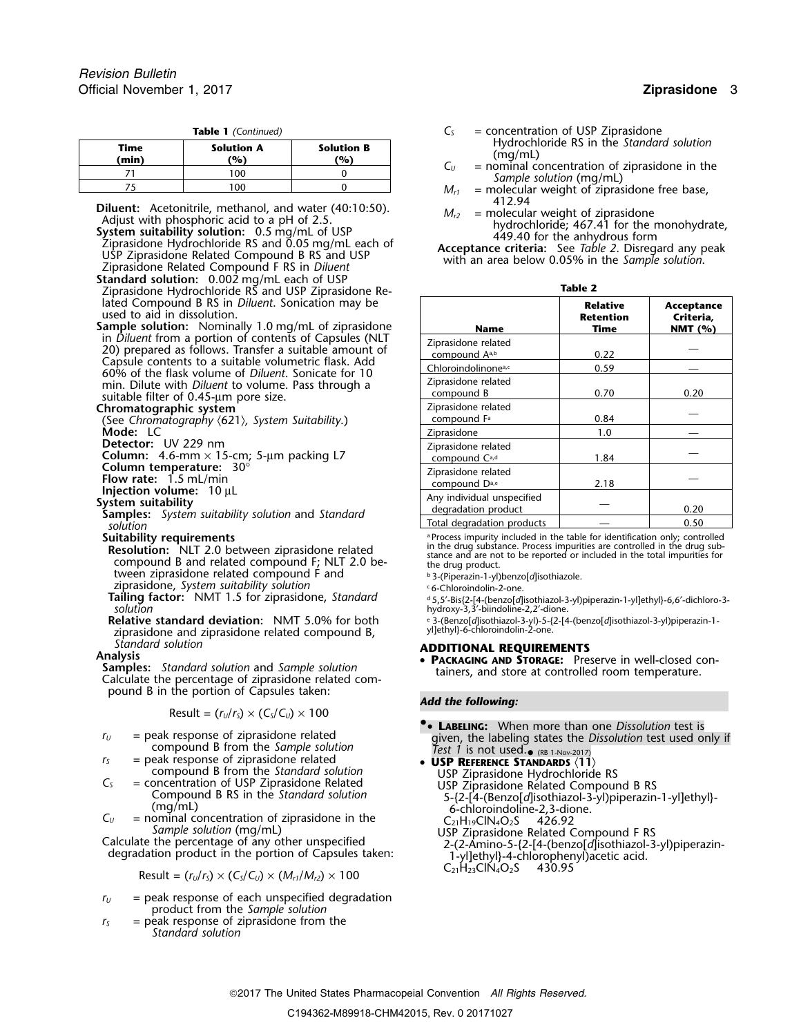**Table 1** *(Continued)*

| Time (min) | Solution A (%) | Solution B (%) |
|---|---|---|
| 71 | 100 | 0 |
| 75 | 100 | 0 |

**Diluent:** Acetonitrile, methanol, and water (40:10:50). Adjust with phosphoric acid to a pH of 2.5.

**System suitability solution:** 0.5 mg/mL of USP Ziprasidone Hydrochloride RS and 0.05 mg/mL each of USP Ziprasidone Related Compound B RS and USP Ziprasidone Related Compound F RS in *Diluent*

**Standard solution:** 0.002 mg/mL each of USP Ziprasidone Hydrochloride RS and USP Ziprasidone Related Compound B RS in *Diluent*. Sonication may be used to aid in dissolution.

**Sample solution:** Nominally 1.0 mg/mL of ziprasidone in *Diluent* from a portion of contents of Capsules (NLT 20) prepared as follows. Transfer a suitable amount of Capsule contents to a suitable volumetric flask. Add 60% of the flask volume of *Diluent*. Sonicate for 10 min. Dilute with *Diluent* to volume. Pass through a suitable filter of 0.45-µm pore size.

**Chromatographic system**

(See *Chromatography* ⟨621⟩, *System Suitability*.)

**Mode:** LC

**Detector:** UV 229 nm

**Column:** 4.6-mm × 15-cm; 5-µm packing L7

**Column temperature:** 30°

**Flow rate:** 1.5 mL/min

**Injection volume:** 10 µL

**System suitability**

**Samples:** *System suitability solution* and *Standard solution*

**Suitability requirements**

**Resolution:** NLT 2.0 between ziprasidone related compound B and related compound F; NLT 2.0 between ziprasidone related compound F and ziprasidone, *System suitability solution*

**Tailing factor:** NMT 1.5 for ziprasidone, *Standard solution*

**Relative standard deviation:** NMT 5.0% for both ziprasidone and ziprasidone related compound B, *Standard solution*

**Analysis**

**Samples:** *Standard solution* and *Sample solution*

Calculate the percentage of ziprasidone related compound B in the portion of Capsules taken:

$$\text{Result} = (r_U/r_S) \times (C_S/C_U) \times 100$$

$r_U$ = peak response of ziprasidone related compound B from the *Sample solution*

$r_S$ = peak response of ziprasidone related compound B from the *Standard solution*

$C_S$ = concentration of USP Ziprasidone Related Compound B RS in the *Standard solution* (mg/mL)

$C_U$ = nominal concentration of ziprasidone in the *Sample solution* (mg/mL)

Calculate the percentage of any other unspecified degradation product in the portion of Capsules taken:

$$\text{Result} = (r_U/r_S) \times (C_S/C_U) \times (M_{r1}/M_{r2}) \times 100$$

$r_U$ = peak response of each unspecified degradation product from the *Sample solution*

$r_S$ = peak response of ziprasidone from the *Standard solution*

$C_S$ = concentration of USP Ziprasidone Hydrochloride RS in the *Standard solution* (mg/mL)

$C_U$ = nominal concentration of ziprasidone in the *Sample solution* (mg/mL)

$M_{r1}$ = molecular weight of ziprasidone free base, 412.94

$M_{r2}$ = molecular weight of ziprasidone hydrochloride; 467.41 for the monohydrate, 449.40 for the anhydrous form

**Acceptance criteria:** See *Table 2*. Disregard any peak with an area below 0.05% in the *Sample solution*.

**Table 2**

| Name | Relative Retention Time | Acceptance Criteria, NMT (%) |
|---|---|---|
| Ziprasidone related compound A[a,b] | 0.22 | — |
| Chloroindolinone[a,c] | 0.59 | — |
| Ziprasidone related compound B | 0.70 | 0.20 |
| Ziprasidone related compound F[a] | 0.84 | — |
| Ziprasidone | 1.0 | — |
| Ziprasidone related compound C[a,d] | 1.84 | — |
| Ziprasidone related compound D[a,e] | 2.18 | — |
| Any individual unspecified degradation product | — | 0.20 |
| Total degradation products | — | 0.50 |

[a] Process impurity included in the table for identification only; controlled in the drug substance. Process impurities are controlled in the drug substance and are not to be reported or included in the total impurities for the drug product.

[b] 3-(Piperazin-1-yl)benzo[*d*]isothiazole.

[c] 6-Chloroindolin-2-one.

[d] 5,5′-Bis{2-[4-(benzo[*d*]isothiazol-3-yl)piperazin-1-yl]ethyl}-6,6′-dichloro-3-hydroxy-3,3′-biindoline-2,2′-dione.

[e] 3-(Benzo[*d*]isothiazol-3-yl)-5-{2-[4-(benzo[*d*]isothiazol-3-yl)piperazin-1-yl]ethyl}-6-chloroindolin-2-one.

## ADDITIONAL REQUIREMENTS

- **PACKAGING AND STORAGE:** Preserve in well-closed containers, and store at controlled room temperature.

***Add the following:***

- ●**LABELING:** When more than one *Dissolution* test is given, the labeling states the *Dissolution* test used only if *Test 1* is not used.● (RB 1-Nov-2017)

- **USP REFERENCE STANDARDS** ⟨11⟩

  USP Ziprasidone Hydrochloride RS

  USP Ziprasidone Related Compound B RS

  5-{2-[4-(Benzo[*d*]isothiazol-3-yl)piperazin-1-yl]ethyl}-6-chloroindoline-2,3-dione.

  $C_{21}H_{19}ClN_4O_2S$ 426.92

  USP Ziprasidone Related Compound F RS

  2-(2-Amino-5-{2-[4-(benzo[*d*]isothiazol-3-yl)piperazin-1-yl]ethyl}-4-chlorophenyl)acetic acid.

  $C_{21}H_{23}ClN_4O_2S$ 430.95